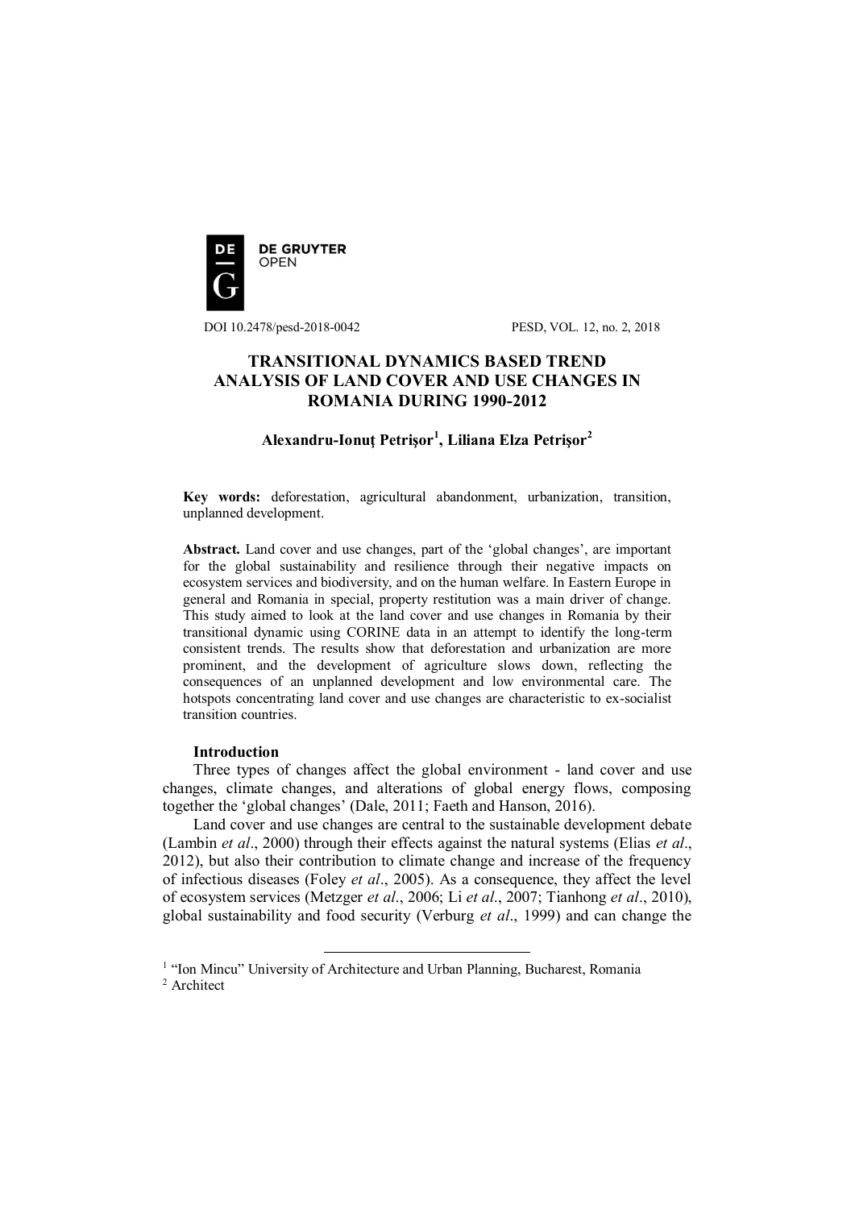DE GRUYTER OPEN

DOI 10.2478/pesd-2018-0042 PESD, VOL. 12, no. 2, 2018

# TRANSITIONAL DYNAMICS BASED TREND ANALYSIS OF LAND COVER AND USE CHANGES IN ROMANIA DURING 1990-2012

**Alexandru-Ionuţ Petrişor[1], Liliana Elza Petrişor[2]**

**Key words:** deforestation, agricultural abandonment, urbanization, transition, unplanned development.

**Abstract.** Land cover and use changes, part of the 'global changes', are important for the global sustainability and resilience through their negative impacts on ecosystem services and biodiversity, and on the human welfare. In Eastern Europe in general and Romania in special, property restitution was a main driver of change. This study aimed to look at the land cover and use changes in Romania by their transitional dynamic using CORINE data in an attempt to identify the long-term consistent trends. The results show that deforestation and urbanization are more prominent, and the development of agriculture slows down, reflecting the consequences of an unplanned development and low environmental care. The hotspots concentrating land cover and use changes are characteristic to ex-socialist transition countries.

## Introduction

Three types of changes affect the global environment - land cover and use changes, climate changes, and alterations of global energy flows, composing together the 'global changes' (Dale, 2011; Faeth and Hanson, 2016).

Land cover and use changes are central to the sustainable development debate (Lambin *et al*., 2000) through their effects against the natural systems (Elias *et al*., 2012), but also their contribution to climate change and increase of the frequency of infectious diseases (Foley *et al*., 2005). As a consequence, they affect the level of ecosystem services (Metzger *et al*., 2006; Li *et al*., 2007; Tianhong *et al*., 2010), global sustainability and food security (Verburg *et al*., 1999) and can change the

[1] "Ion Mincu" University of Architecture and Urban Planning, Bucharest, Romania

[2] Architect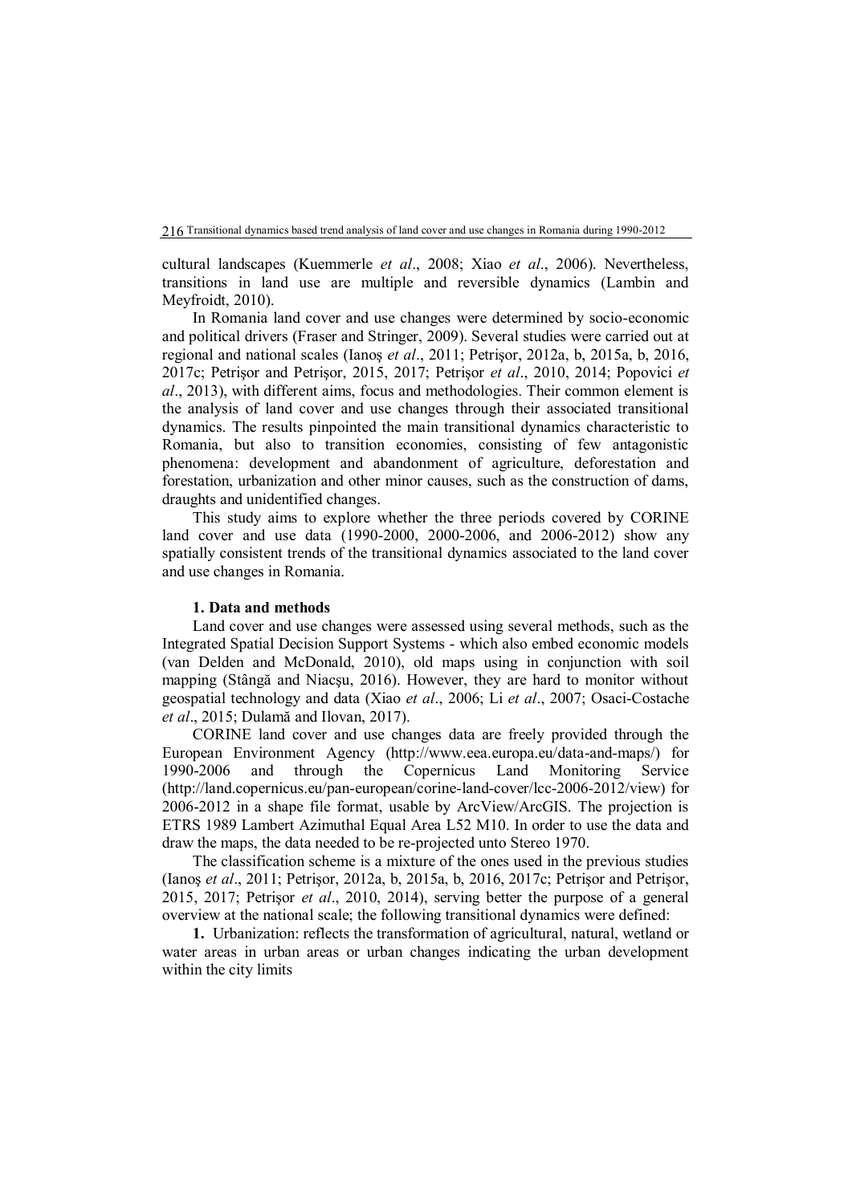cultural landscapes (Kuemmerle *et al*., 2008; Xiao *et al*., 2006). Nevertheless, transitions in land use are multiple and reversible dynamics (Lambin and Meyfroidt, 2010).

In Romania land cover and use changes were determined by socio-economic and political drivers (Fraser and Stringer, 2009). Several studies were carried out at regional and national scales (Ianoş *et al*., 2011; Petrişor, 2012a, b, 2015a, b, 2016, 2017c; Petrişor and Petrişor, 2015, 2017; Petrişor *et al*., 2010, 2014; Popovici *et al*., 2013), with different aims, focus and methodologies. Their common element is the analysis of land cover and use changes through their associated transitional dynamics. The results pinpointed the main transitional dynamics characteristic to Romania, but also to transition economies, consisting of few antagonistic phenomena: development and abandonment of agriculture, deforestation and forestation, urbanization and other minor causes, such as the construction of dams, draughts and unidentified changes.

This study aims to explore whether the three periods covered by CORINE land cover and use data (1990-2000, 2000-2006, and 2006-2012) show any spatially consistent trends of the transitional dynamics associated to the land cover and use changes in Romania.

## 1. Data and methods

Land cover and use changes were assessed using several methods, such as the Integrated Spatial Decision Support Systems - which also embed economic models (van Delden and McDonald, 2010), old maps using in conjunction with soil mapping (Stângă and Niacşu, 2016). However, they are hard to monitor without geospatial technology and data (Xiao *et al*., 2006; Li *et al*., 2007; Osaci-Costache *et al*., 2015; Dulamă and Ilovan, 2017).

CORINE land cover and use changes data are freely provided through the European Environment Agency (http://www.eea.europa.eu/data-and-maps/) for 1990-2006 and through the Copernicus Land Monitoring Service (http://land.copernicus.eu/pan-european/corine-land-cover/lcc-2006-2012/view) for 2006-2012 in a shape file format, usable by ArcView/ArcGIS. The projection is ETRS 1989 Lambert Azimuthal Equal Area L52 M10. In order to use the data and draw the maps, the data needed to be re-projected unto Stereo 1970.

The classification scheme is a mixture of the ones used in the previous studies (Ianoş *et al*., 2011; Petrişor, 2012a, b, 2015a, b, 2016, 2017c; Petrişor and Petrişor, 2015, 2017; Petrişor *et al*., 2010, 2014), serving better the purpose of a general overview at the national scale; the following transitional dynamics were defined:

**1.** Urbanization: reflects the transformation of agricultural, natural, wetland or water areas in urban areas or urban changes indicating the urban development within the city limits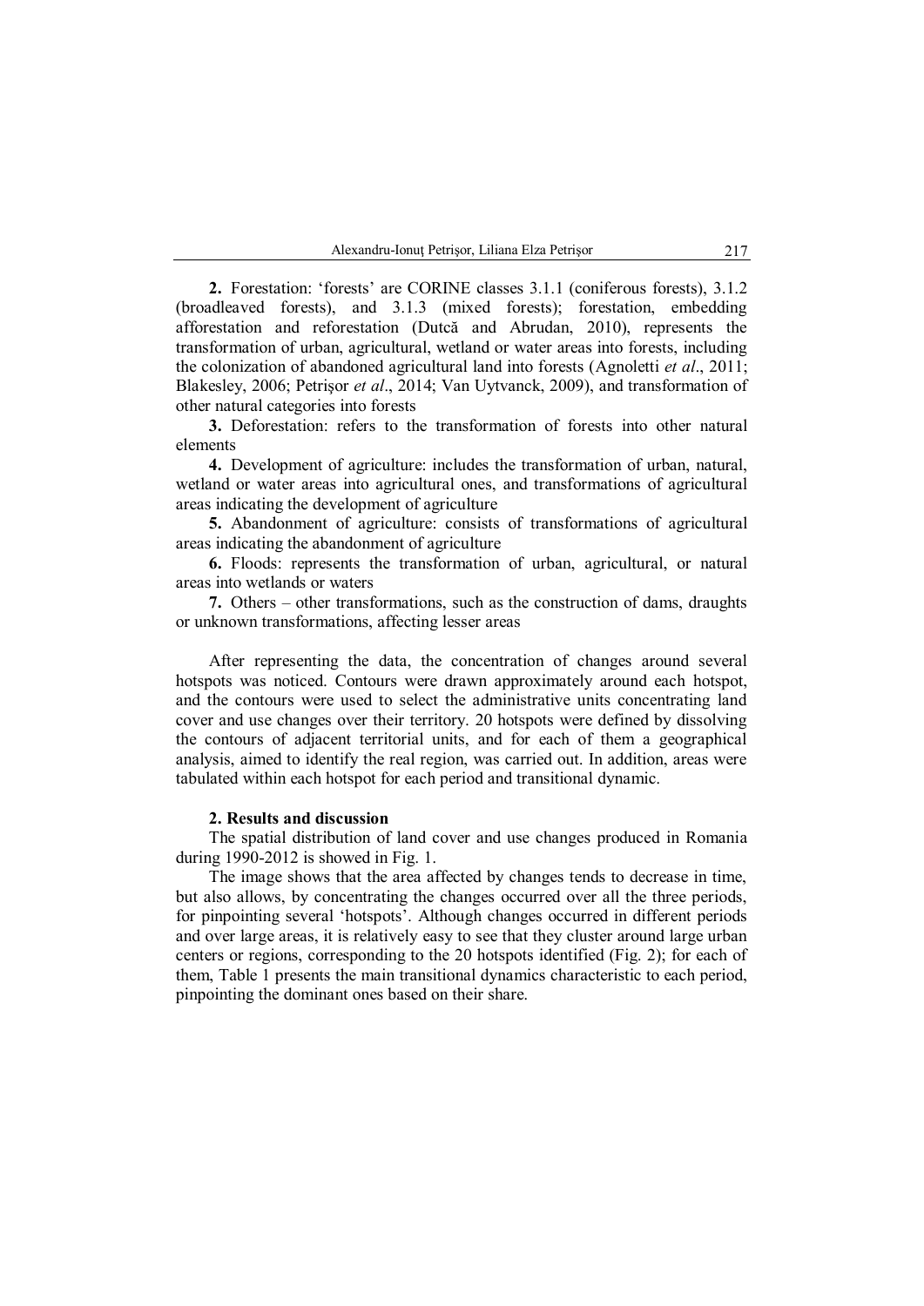**2.** Forestation: 'forests' are CORINE classes 3.1.1 (coniferous forests), 3.1.2 (broadleaved forests), and 3.1.3 (mixed forests); forestation, embedding afforestation and reforestation (Dutcă and Abrudan, 2010), represents the transformation of urban, agricultural, wetland or water areas into forests, including the colonization of abandoned agricultural land into forests (Agnoletti *et al*., 2011; Blakesley, 2006; Petrişor *et al*., 2014; Van Uytvanck, 2009), and transformation of other natural categories into forests

**3.** Deforestation: refers to the transformation of forests into other natural elements

**4.** Development of agriculture: includes the transformation of urban, natural, wetland or water areas into agricultural ones, and transformations of agricultural areas indicating the development of agriculture

**5.** Abandonment of agriculture: consists of transformations of agricultural areas indicating the abandonment of agriculture

**6.** Floods: represents the transformation of urban, agricultural, or natural areas into wetlands or waters

**7.** Others – other transformations, such as the construction of dams, draughts or unknown transformations, affecting lesser areas

After representing the data, the concentration of changes around several hotspots was noticed. Contours were drawn approximately around each hotspot, and the contours were used to select the administrative units concentrating land cover and use changes over their territory. 20 hotspots were defined by dissolving the contours of adjacent territorial units, and for each of them a geographical analysis, aimed to identify the real region, was carried out. In addition, areas were tabulated within each hotspot for each period and transitional dynamic.

## 2. Results and discussion

The spatial distribution of land cover and use changes produced in Romania during 1990-2012 is showed in Fig. 1.

The image shows that the area affected by changes tends to decrease in time, but also allows, by concentrating the changes occurred over all the three periods, for pinpointing several 'hotspots'. Although changes occurred in different periods and over large areas, it is relatively easy to see that they cluster around large urban centers or regions, corresponding to the 20 hotspots identified (Fig. 2); for each of them, Table 1 presents the main transitional dynamics characteristic to each period, pinpointing the dominant ones based on their share.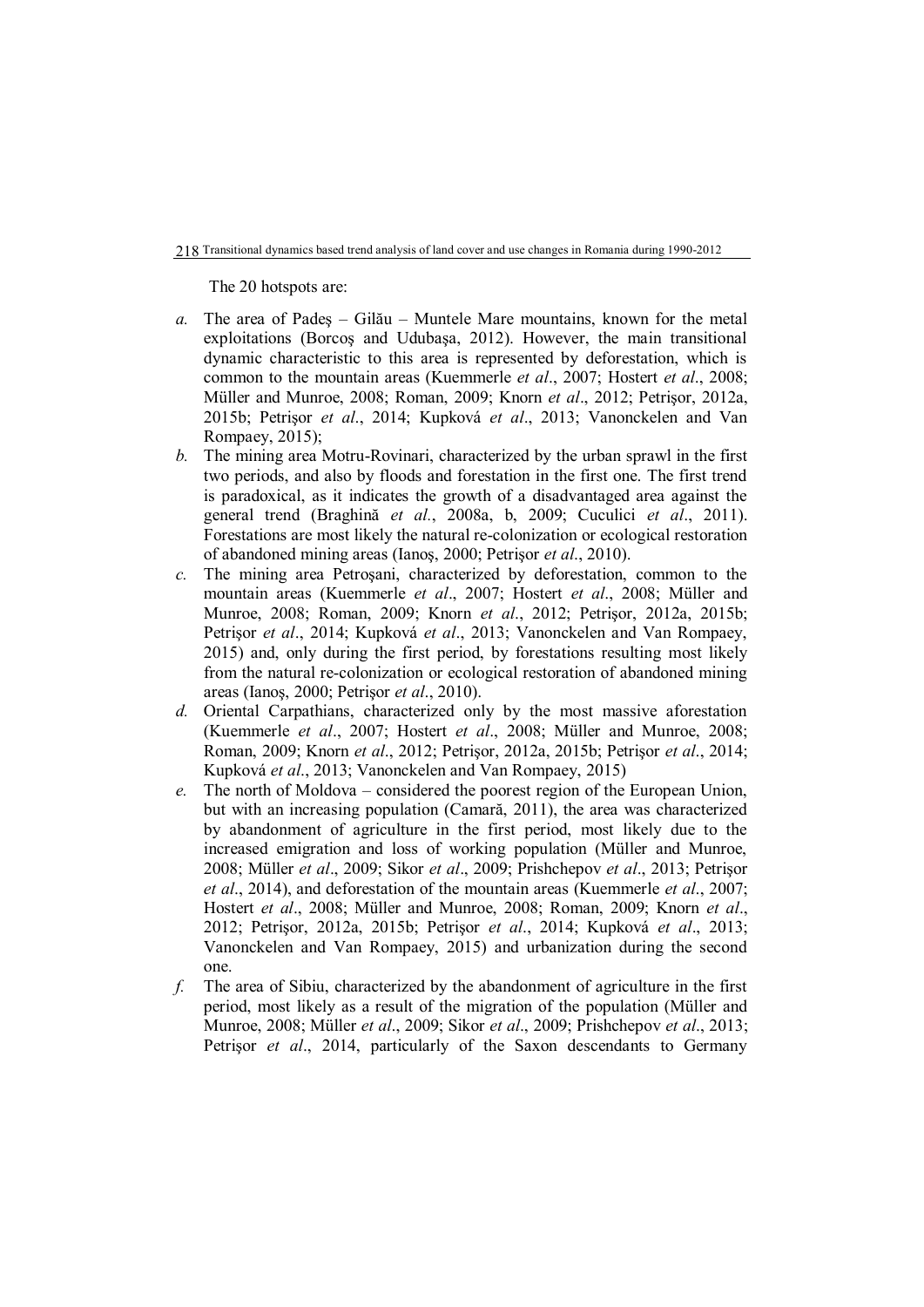The 20 hotspots are:

*a.* The area of Padeş – Gilău – Muntele Mare mountains, known for the metal exploitations (Borcoş and Udubaşa, 2012). However, the main transitional dynamic characteristic to this area is represented by deforestation, which is common to the mountain areas (Kuemmerle *et al*., 2007; Hostert *et al*., 2008; Müller and Munroe, 2008; Roman, 2009; Knorn *et al*., 2012; Petrişor, 2012a, 2015b; Petrişor *et al*., 2014; Kupková *et al*., 2013; Vanonckelen and Van Rompaey, 2015);

*b.* The mining area Motru-Rovinari, characterized by the urban sprawl in the first two periods, and also by floods and forestation in the first one. The first trend is paradoxical, as it indicates the growth of a disadvantaged area against the general trend (Braghină *et al.*, 2008a, b, 2009; Cuculici *et al*., 2011). Forestations are most likely the natural re-colonization or ecological restoration of abandoned mining areas (Ianoş, 2000; Petrişor *et al*., 2010).

*c.* The mining area Petroşani, characterized by deforestation, common to the mountain areas (Kuemmerle *et al*., 2007; Hostert *et al*., 2008; Müller and Munroe, 2008; Roman, 2009; Knorn *et al*., 2012; Petrişor, 2012a, 2015b; Petrişor *et al*., 2014; Kupková *et al*., 2013; Vanonckelen and Van Rompaey, 2015) and, only during the first period, by forestations resulting most likely from the natural re-colonization or ecological restoration of abandoned mining areas (Ianoş, 2000; Petrişor *et al*., 2010).

*d.* Oriental Carpathians, characterized only by the most massive aforestation (Kuemmerle *et al*., 2007; Hostert *et al*., 2008; Müller and Munroe, 2008; Roman, 2009; Knorn *et al*., 2012; Petrişor, 2012a, 2015b; Petrişor *et al*., 2014; Kupková *et al*., 2013; Vanonckelen and Van Rompaey, 2015)

*e.* The north of Moldova – considered the poorest region of the European Union, but with an increasing population (Camară, 2011), the area was characterized by abandonment of agriculture in the first period, most likely due to the increased emigration and loss of working population (Müller and Munroe, 2008; Müller *et al*., 2009; Sikor *et al*., 2009; Prishchepov *et al*., 2013; Petrişor *et al*., 2014), and deforestation of the mountain areas (Kuemmerle *et al*., 2007; Hostert *et al*., 2008; Müller and Munroe, 2008; Roman, 2009; Knorn *et al*., 2012; Petrişor, 2012a, 2015b; Petrişor *et al*., 2014; Kupková *et al*., 2013; Vanonckelen and Van Rompaey, 2015) and urbanization during the second one.

*f.* The area of Sibiu, characterized by the abandonment of agriculture in the first period, most likely as a result of the migration of the population (Müller and Munroe, 2008; Müller *et al*., 2009; Sikor *et al*., 2009; Prishchepov *et al*., 2013; Petrişor *et al*., 2014, particularly of the Saxon descendants to Germany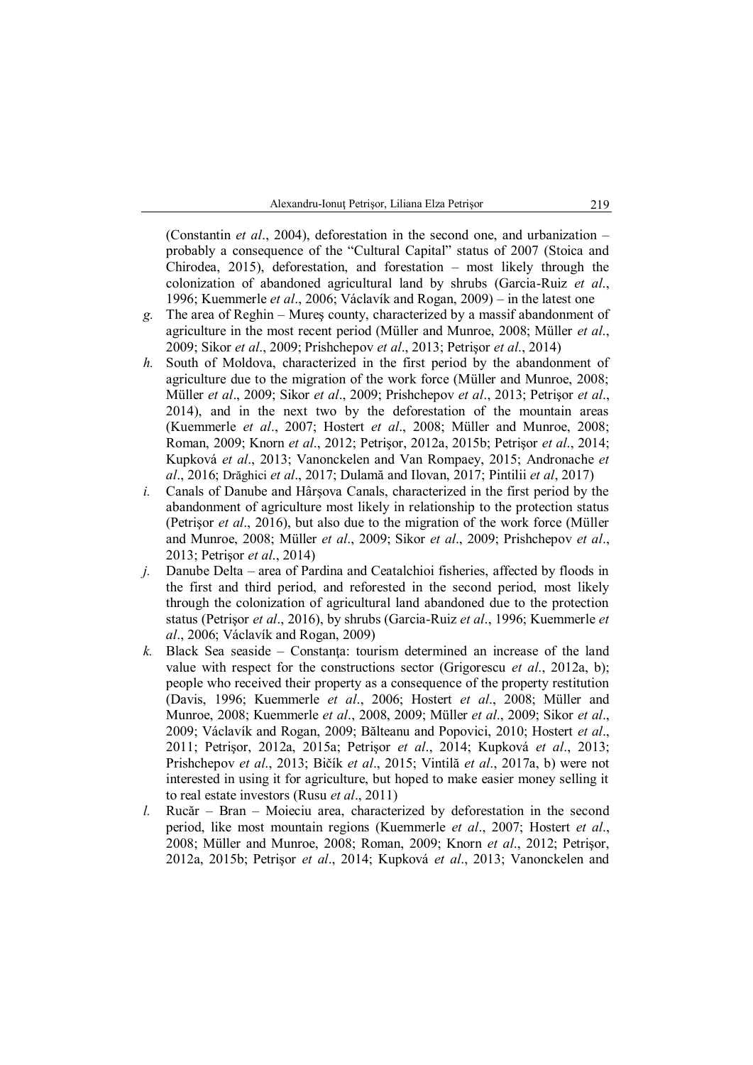(Constantin *et al*., 2004), deforestation in the second one, and urbanization – probably a consequence of the "Cultural Capital" status of 2007 (Stoica and Chirodea, 2015), deforestation, and forestation – most likely through the colonization of abandoned agricultural land by shrubs (Garcia-Ruiz *et al*., 1996; Kuemmerle *et al*., 2006; Václavík and Rogan, 2009) – in the latest one

*g.* The area of Reghin – Mureş county, characterized by a massif abandonment of agriculture in the most recent period (Müller and Munroe, 2008; Müller *et al*., 2009; Sikor *et al*., 2009; Prishchepov *et al*., 2013; Petrişor *et al*., 2014)

*h.* South of Moldova, characterized in the first period by the abandonment of agriculture due to the migration of the work force (Müller and Munroe, 2008; Müller *et al*., 2009; Sikor *et al*., 2009; Prishchepov *et al*., 2013; Petrişor *et al*., 2014), and in the next two by the deforestation of the mountain areas (Kuemmerle *et al*., 2007; Hostert *et al*., 2008; Müller and Munroe, 2008; Roman, 2009; Knorn *et al*., 2012; Petrişor, 2012a, 2015b; Petrişor *et al*., 2014; Kupková *et al*., 2013; Vanonckelen and Van Rompaey, 2015; Andronache *et al*., 2016; Drăghici *et al*., 2017; Dulamă and Ilovan, 2017; Pintilii *et al*, 2017)

*i.* Canals of Danube and Hârşova Canals, characterized in the first period by the abandonment of agriculture most likely in relationship to the protection status (Petrişor *et al*., 2016), but also due to the migration of the work force (Müller and Munroe, 2008; Müller *et al*., 2009; Sikor *et al*., 2009; Prishchepov *et al*., 2013; Petrişor *et al*., 2014)

*j.* Danube Delta – area of Pardina and Ceatalchioi fisheries, affected by floods in the first and third period, and reforested in the second period, most likely through the colonization of agricultural land abandoned due to the protection status (Petrişor *et al*., 2016), by shrubs (Garcia-Ruiz *et al*., 1996; Kuemmerle *et al*., 2006; Václavík and Rogan, 2009)

*k.* Black Sea seaside – Constanţa: tourism determined an increase of the land value with respect for the constructions sector (Grigorescu *et al*., 2012a, b); people who received their property as a consequence of the property restitution (Davis, 1996; Kuemmerle *et al*., 2006; Hostert *et al*., 2008; Müller and Munroe, 2008; Kuemmerle *et al*., 2008, 2009; Müller *et al*., 2009; Sikor *et al*., 2009; Václavík and Rogan, 2009; Bălteanu and Popovici, 2010; Hostert *et al*., 2011; Petrişor, 2012a, 2015a; Petrişor *et al*., 2014; Kupková *et al*., 2013; Prishchepov *et al*., 2013; Bičík *et al*., 2015; Vintilă *et al*., 2017a, b) were not interested in using it for agriculture, but hoped to make easier money selling it to real estate investors (Rusu *et al*., 2011)

*l.* Rucăr – Bran – Moieciu area, characterized by deforestation in the second period, like most mountain regions (Kuemmerle *et al*., 2007; Hostert *et al*., 2008; Müller and Munroe, 2008; Roman, 2009; Knorn *et al*., 2012; Petrişor, 2012a, 2015b; Petrişor *et al*., 2014; Kupková *et al*., 2013; Vanonckelen and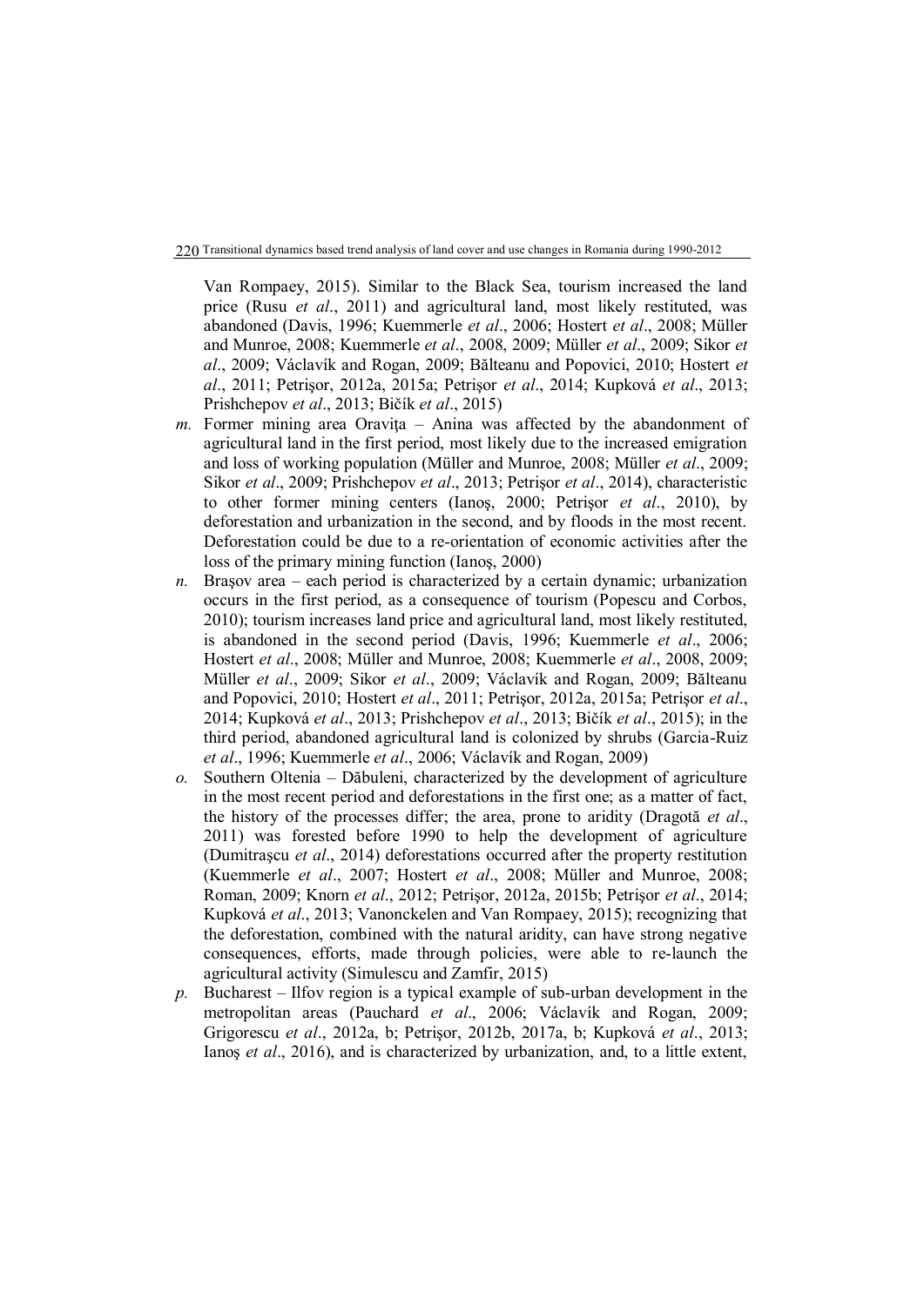Van Rompaey, 2015). Similar to the Black Sea, tourism increased the land price (Rusu *et al*., 2011) and agricultural land, most likely restituted, was abandoned (Davis, 1996; Kuemmerle *et al*., 2006; Hostert *et al*., 2008; Müller and Munroe, 2008; Kuemmerle *et al*., 2008, 2009; Müller *et al*., 2009; Sikor *et al*., 2009; Václavík and Rogan, 2009; Bălteanu and Popovici, 2010; Hostert *et al*., 2011; Petrişor, 2012a, 2015a; Petrişor *et al*., 2014; Kupková *et al*., 2013; Prishchepov *et al*., 2013; Bičík *et al*., 2015)

*m.* Former mining area Oraviţa – Anina was affected by the abandonment of agricultural land in the first period, most likely due to the increased emigration and loss of working population (Müller and Munroe, 2008; Müller *et al*., 2009; Sikor *et al*., 2009; Prishchepov *et al*., 2013; Petrişor *et al*., 2014), characteristic to other former mining centers (Ianoş, 2000; Petrişor *et al*., 2010), by deforestation and urbanization in the second, and by floods in the most recent. Deforestation could be due to a re-orientation of economic activities after the loss of the primary mining function (Ianoş, 2000)

*n.* Braşov area – each period is characterized by a certain dynamic; urbanization occurs in the first period, as a consequence of tourism (Popescu and Corbos, 2010); tourism increases land price and agricultural land, most likely restituted, is abandoned in the second period (Davis, 1996; Kuemmerle *et al*., 2006; Hostert *et al*., 2008; Müller and Munroe, 2008; Kuemmerle *et al*., 2008, 2009; Müller *et al*., 2009; Sikor *et al*., 2009; Václavík and Rogan, 2009; Bălteanu and Popovici, 2010; Hostert *et al*., 2011; Petrişor, 2012a, 2015a; Petrişor *et al*., 2014; Kupková *et al*., 2013; Prishchepov *et al*., 2013; Bičík *et al*., 2015); in the third period, abandoned agricultural land is colonized by shrubs (Garcia-Ruiz *et al*., 1996; Kuemmerle *et al*., 2006; Václavík and Rogan, 2009)

*o.* Southern Oltenia – Dăbuleni, characterized by the development of agriculture in the most recent period and deforestations in the first one; as a matter of fact, the history of the processes differ; the area, prone to aridity (Dragotă *et al*., 2011) was forested before 1990 to help the development of agriculture (Dumitraşcu *et al*., 2014) deforestations occurred after the property restitution (Kuemmerle *et al*., 2007; Hostert *et al*., 2008; Müller and Munroe, 2008; Roman, 2009; Knorn *et al*., 2012; Petrişor, 2012a, 2015b; Petrişor *et al*., 2014; Kupková *et al*., 2013; Vanonckelen and Van Rompaey, 2015); recognizing that the deforestation, combined with the natural aridity, can have strong negative consequences, efforts, made through policies, were able to re-launch the agricultural activity (Simulescu and Zamfir, 2015)

*p.* Bucharest – Ilfov region is a typical example of sub-urban development in the metropolitan areas (Pauchard *et al*., 2006; Václavík and Rogan, 2009; Grigorescu *et al*., 2012a, b; Petrişor, 2012b, 2017a, b; Kupková *et al*., 2013; Ianoş *et al*., 2016), and is characterized by urbanization, and, to a little extent,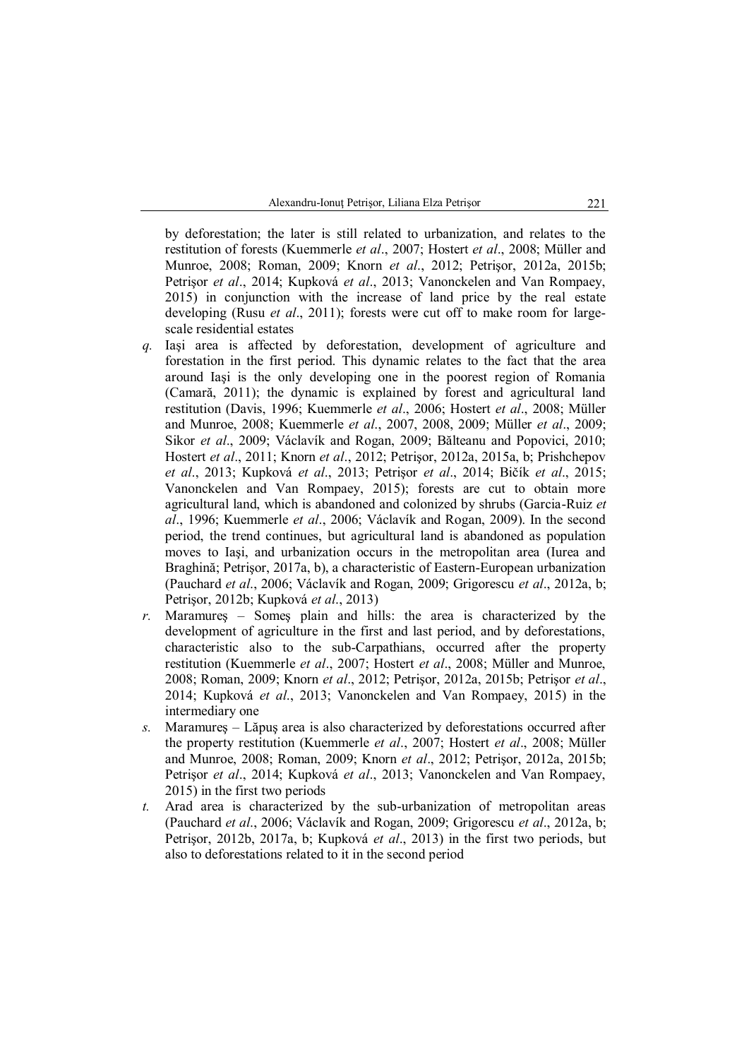by deforestation; the later is still related to urbanization, and relates to the restitution of forests (Kuemmerle *et al*., 2007; Hostert *et al*., 2008; Müller and Munroe, 2008; Roman, 2009; Knorn *et al*., 2012; Petrişor, 2012a, 2015b; Petrişor *et al*., 2014; Kupková *et al*., 2013; Vanonckelen and Van Rompaey, 2015) in conjunction with the increase of land price by the real estate developing (Rusu *et al*., 2011); forests were cut off to make room for large-scale residential estates

*q.* Iaşi area is affected by deforestation, development of agriculture and forestation in the first period. This dynamic relates to the fact that the area around Iaşi is the only developing one in the poorest region of Romania (Camară, 2011); the dynamic is explained by forest and agricultural land restitution (Davis, 1996; Kuemmerle *et al*., 2006; Hostert *et al*., 2008; Müller and Munroe, 2008; Kuemmerle *et al*., 2007, 2008, 2009; Müller *et al*., 2009; Sikor *et al*., 2009; Václavík and Rogan, 2009; Bălteanu and Popovici, 2010; Hostert *et al*., 2011; Knorn *et al*., 2012; Petrişor, 2012a, 2015a, b; Prishchepov *et al*., 2013; Kupková *et al*., 2013; Petrişor *et al*., 2014; Bičík *et al*., 2015; Vanonckelen and Van Rompaey, 2015); forests are cut to obtain more agricultural land, which is abandoned and colonized by shrubs (Garcia-Ruiz *et al*., 1996; Kuemmerle *et al*., 2006; Václavík and Rogan, 2009). In the second period, the trend continues, but agricultural land is abandoned as population moves to Iaşi, and urbanization occurs in the metropolitan area (Iurea and Braghină; Petrişor, 2017a, b), a characteristic of Eastern-European urbanization (Pauchard *et al*., 2006; Václavík and Rogan, 2009; Grigorescu *et al*., 2012a, b; Petrişor, 2012b; Kupková *et al*., 2013)

*r.* Maramureş – Someş plain and hills: the area is characterized by the development of agriculture in the first and last period, and by deforestations, characteristic also to the sub-Carpathians, occurred after the property restitution (Kuemmerle *et al*., 2007; Hostert *et al*., 2008; Müller and Munroe, 2008; Roman, 2009; Knorn *et al*., 2012; Petrişor, 2012a, 2015b; Petrişor *et al*., 2014; Kupková *et al*., 2013; Vanonckelen and Van Rompaey, 2015) in the intermediary one

*s.* Maramureş – Lăpuş area is also characterized by deforestations occurred after the property restitution (Kuemmerle *et al*., 2007; Hostert *et al*., 2008; Müller and Munroe, 2008; Roman, 2009; Knorn *et al*., 2012; Petrişor, 2012a, 2015b; Petrişor *et al*., 2014; Kupková *et al*., 2013; Vanonckelen and Van Rompaey, 2015) in the first two periods

*t.* Arad area is characterized by the sub-urbanization of metropolitan areas (Pauchard *et al*., 2006; Václavík and Rogan, 2009; Grigorescu *et al*., 2012a, b; Petrişor, 2012b, 2017a, b; Kupková *et al*., 2013) in the first two periods, but also to deforestations related to it in the second period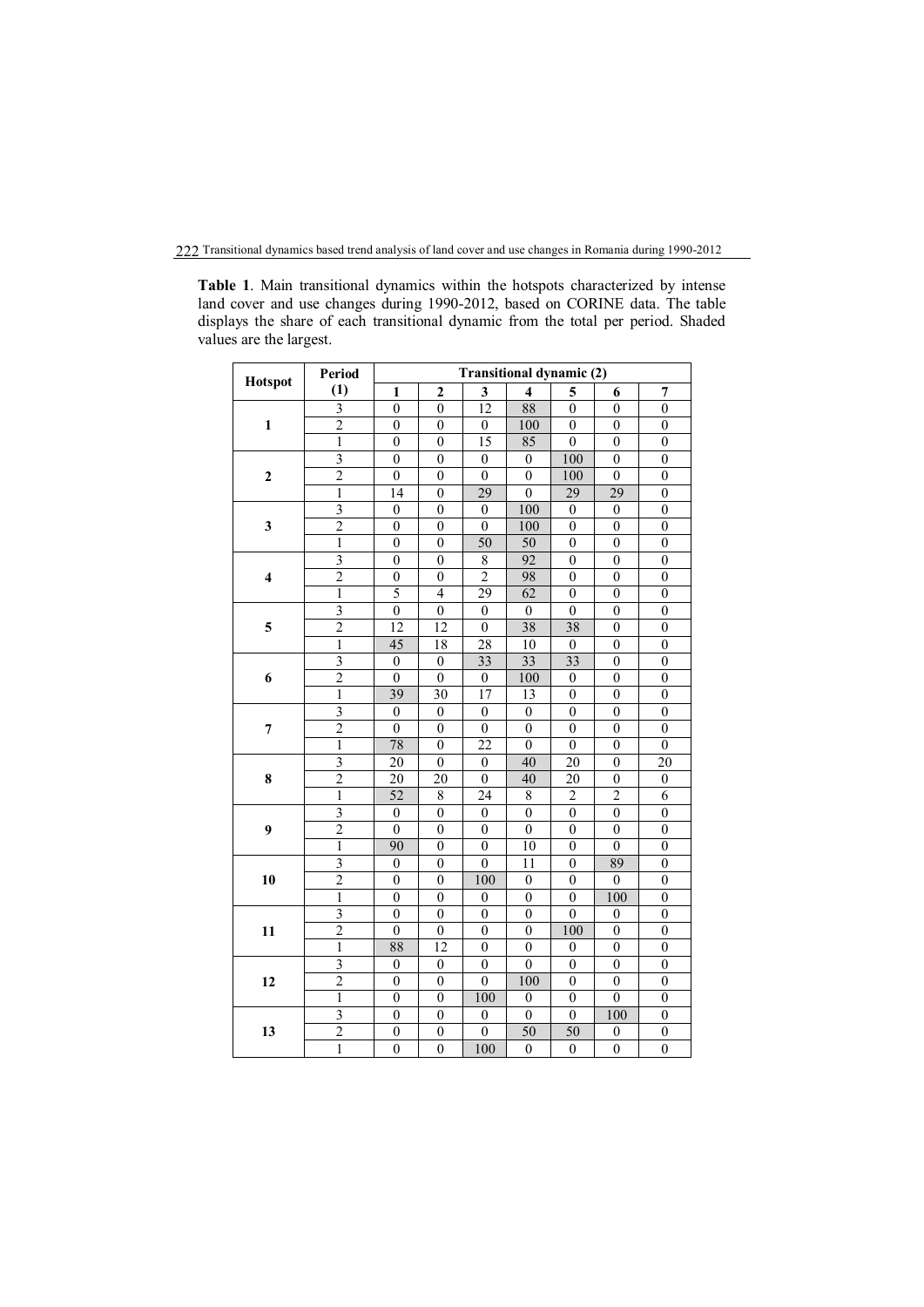**Table 1**. Main transitional dynamics within the hotspots characterized by intense land cover and use changes during 1990-2012, based on CORINE data. The table displays the share of each transitional dynamic from the total per period. Shaded values are the largest.

| Hotspot | Period (1) | Transitional dynamic (2) | | | | | | |
|---|---|---|---|---|---|---|---|---|
| | | 1 | 2 | 3 | 4 | 5 | 6 | 7 |
| 1 | 3 | 0 | 0 | 12 | 88 | 0 | 0 | 0 |
| | 2 | 0 | 0 | 0 | 100 | 0 | 0 | 0 |
| | 1 | 0 | 0 | 15 | 85 | 0 | 0 | 0 |
| 2 | 3 | 0 | 0 | 0 | 0 | 100 | 0 | 0 |
| | 2 | 0 | 0 | 0 | 0 | 100 | 0 | 0 |
| | 1 | 14 | 0 | 29 | 0 | 29 | 29 | 0 |
| 3 | 3 | 0 | 0 | 0 | 100 | 0 | 0 | 0 |
| | 2 | 0 | 0 | 0 | 100 | 0 | 0 | 0 |
| | 1 | 0 | 0 | 50 | 50 | 0 | 0 | 0 |
| 4 | 3 | 0 | 0 | 8 | 92 | 0 | 0 | 0 |
| | 2 | 0 | 0 | 2 | 98 | 0 | 0 | 0 |
| | 1 | 5 | 4 | 29 | 62 | 0 | 0 | 0 |
| 5 | 3 | 0 | 0 | 0 | 0 | 0 | 0 | 0 |
| | 2 | 12 | 12 | 0 | 38 | 38 | 0 | 0 |
| | 1 | 45 | 18 | 28 | 10 | 0 | 0 | 0 |
| 6 | 3 | 0 | 0 | 33 | 33 | 33 | 0 | 0 |
| | 2 | 0 | 0 | 0 | 100 | 0 | 0 | 0 |
| | 1 | 39 | 30 | 17 | 13 | 0 | 0 | 0 |
| 7 | 3 | 0 | 0 | 0 | 0 | 0 | 0 | 0 |
| | 2 | 0 | 0 | 0 | 0 | 0 | 0 | 0 |
| | 1 | 78 | 0 | 22 | 0 | 0 | 0 | 0 |
| 8 | 3 | 20 | 0 | 0 | 40 | 20 | 0 | 20 |
| | 2 | 20 | 20 | 0 | 40 | 20 | 0 | 0 |
| | 1 | 52 | 8 | 24 | 8 | 2 | 2 | 6 |
| 9 | 3 | 0 | 0 | 0 | 0 | 0 | 0 | 0 |
| | 2 | 0 | 0 | 0 | 0 | 0 | 0 | 0 |
| | 1 | 90 | 0 | 0 | 10 | 0 | 0 | 0 |
| 10 | 3 | 0 | 0 | 0 | 11 | 0 | 89 | 0 |
| | 2 | 0 | 0 | 100 | 0 | 0 | 0 | 0 |
| | 1 | 0 | 0 | 0 | 0 | 0 | 100 | 0 |
| 11 | 3 | 0 | 0 | 0 | 0 | 0 | 0 | 0 |
| | 2 | 0 | 0 | 0 | 0 | 100 | 0 | 0 |
| | 1 | 88 | 12 | 0 | 0 | 0 | 0 | 0 |
| 12 | 3 | 0 | 0 | 0 | 0 | 0 | 0 | 0 |
| | 2 | 0 | 0 | 0 | 100 | 0 | 0 | 0 |
| | 1 | 0 | 0 | 100 | 0 | 0 | 0 | 0 |
| 13 | 3 | 0 | 0 | 0 | 0 | 0 | 100 | 0 |
| | 2 | 0 | 0 | 0 | 50 | 50 | 0 | 0 |
| | 1 | 0 | 0 | 100 | 0 | 0 | 0 | 0 |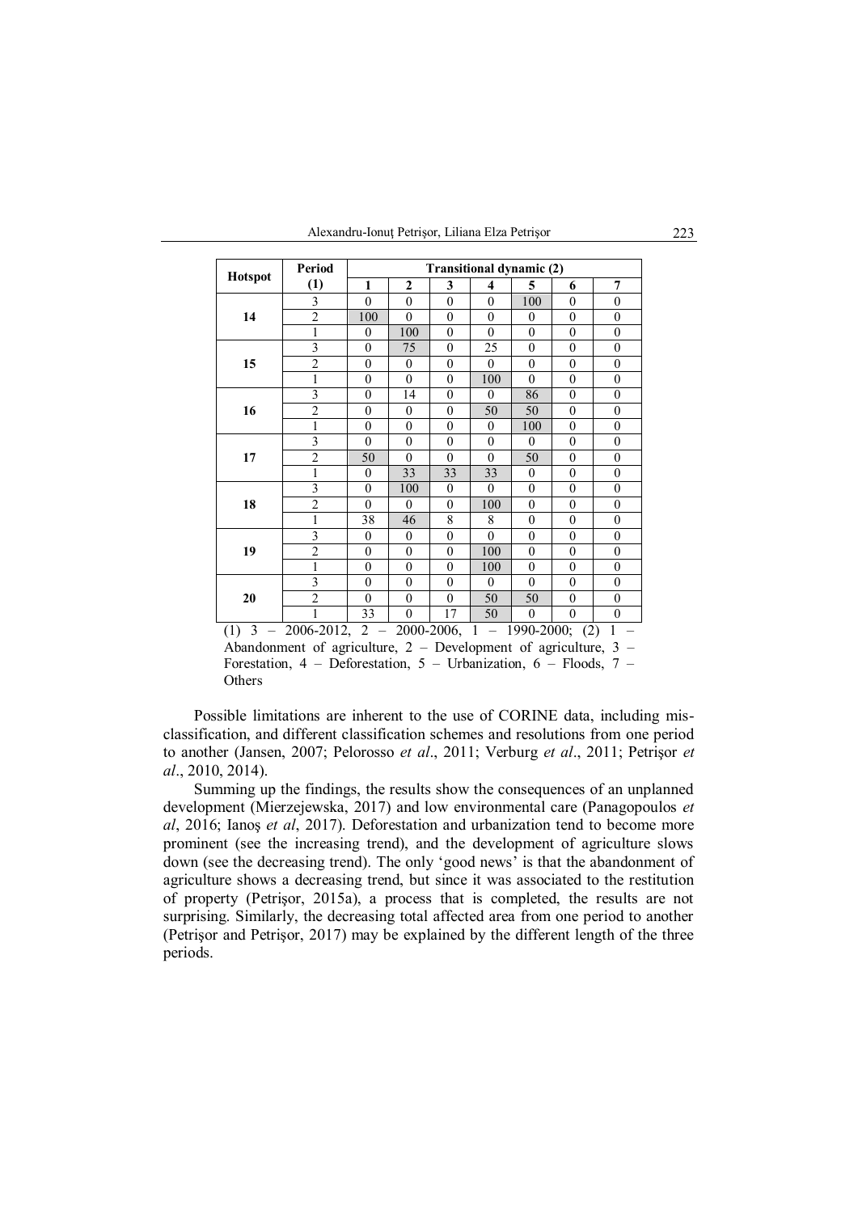| Hotspot | Period (1) | Transitional dynamic (2) | | | | | | |
|---|---|---|---|---|---|---|---|---|
| | | 1 | 2 | 3 | 4 | 5 | 6 | 7 |
| 14 | 3 | 0 | 0 | 0 | 0 | 100 | 0 | 0 |
| | 2 | 100 | 0 | 0 | 0 | 0 | 0 | 0 |
| | 1 | 0 | 100 | 0 | 0 | 0 | 0 | 0 |
| 15 | 3 | 0 | 75 | 0 | 25 | 0 | 0 | 0 |
| | 2 | 0 | 0 | 0 | 0 | 0 | 0 | 0 |
| | 1 | 0 | 0 | 0 | 100 | 0 | 0 | 0 |
| 16 | 3 | 0 | 14 | 0 | 0 | 86 | 0 | 0 |
| | 2 | 0 | 0 | 0 | 50 | 50 | 0 | 0 |
| | 1 | 0 | 0 | 0 | 0 | 100 | 0 | 0 |
| 17 | 3 | 0 | 0 | 0 | 0 | 0 | 0 | 0 |
| | 2 | 50 | 0 | 0 | 0 | 50 | 0 | 0 |
| | 1 | 0 | 33 | 33 | 33 | 0 | 0 | 0 |
| 18 | 3 | 0 | 100 | 0 | 0 | 0 | 0 | 0 |
| | 2 | 0 | 0 | 0 | 100 | 0 | 0 | 0 |
| | 1 | 38 | 46 | 8 | 8 | 0 | 0 | 0 |
| 19 | 3 | 0 | 0 | 0 | 0 | 0 | 0 | 0 |
| | 2 | 0 | 0 | 0 | 100 | 0 | 0 | 0 |
| | 1 | 0 | 0 | 0 | 100 | 0 | 0 | 0 |
| 20 | 3 | 0 | 0 | 0 | 0 | 0 | 0 | 0 |
| | 2 | 0 | 0 | 0 | 50 | 50 | 0 | 0 |
| | 1 | 33 | 0 | 17 | 50 | 0 | 0 | 0 |

(1) 3 – 2006-2012, 2 – 2000-2006, 1 – 1990-2000; (2) 1 – Abandonment of agriculture, 2 – Development of agriculture, 3 – Forestation, 4 – Deforestation, 5 – Urbanization, 6 – Floods, 7 – Others

Possible limitations are inherent to the use of CORINE data, including misclassification, and different classification schemes and resolutions from one period to another (Jansen, 2007; Pelorosso *et al*., 2011; Verburg *et al*., 2011; Petrişor *et al*., 2010, 2014).

Summing up the findings, the results show the consequences of an unplanned development (Mierzejewska, 2017) and low environmental care (Panagopoulos *et al*, 2016; Ianoş *et al*, 2017). Deforestation and urbanization tend to become more prominent (see the increasing trend), and the development of agriculture slows down (see the decreasing trend). The only 'good news' is that the abandonment of agriculture shows a decreasing trend, but since it was associated to the restitution of property (Petrişor, 2015a), a process that is completed, the results are not surprising. Similarly, the decreasing total affected area from one period to another (Petrişor and Petrişor, 2017) may be explained by the different length of the three periods.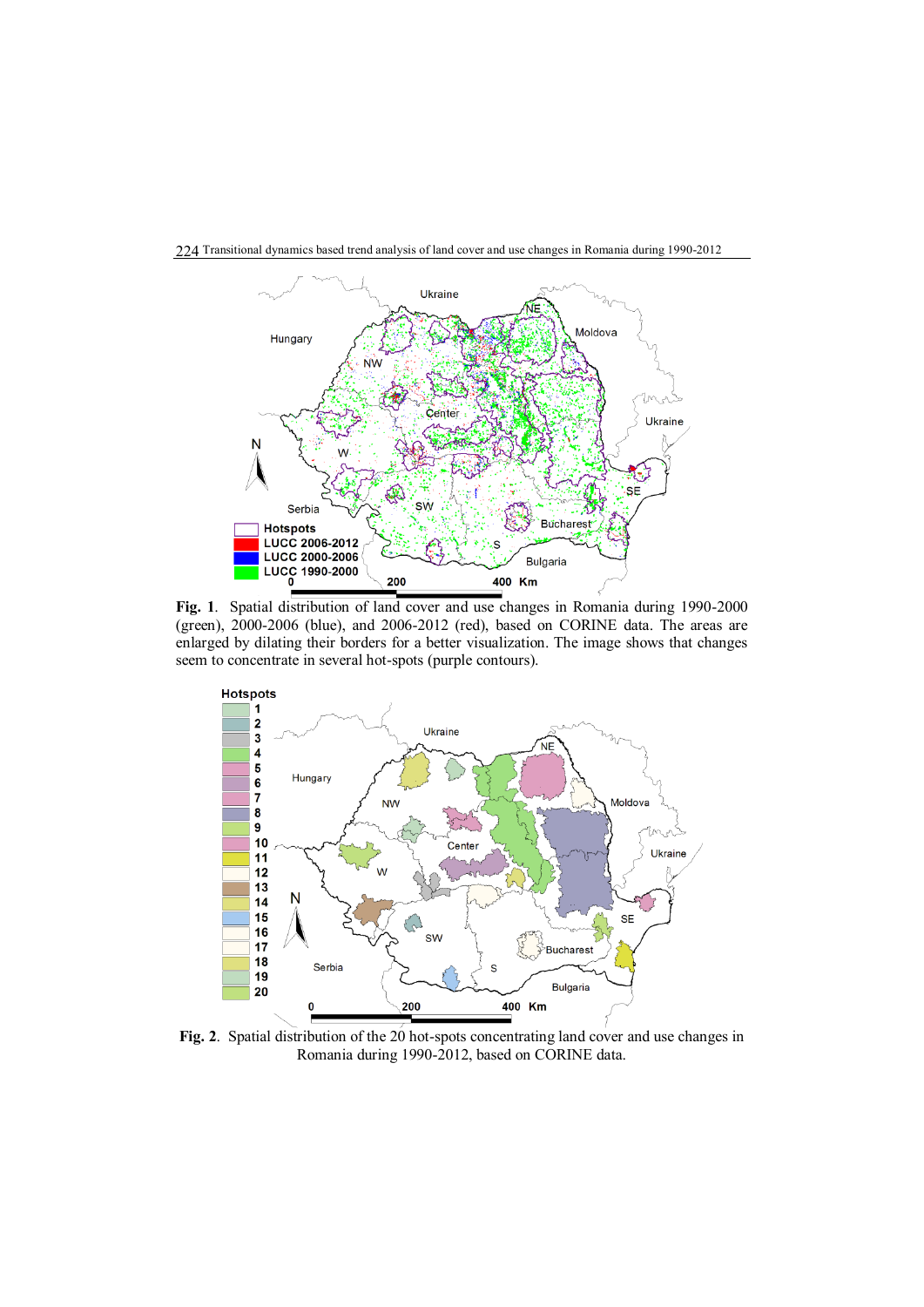**Fig. 1**. Spatial distribution of land cover and use changes in Romania during 1990-2000 (green), 2000-2006 (blue), and 2006-2012 (red), based on CORINE data. The areas are enlarged by dilating their borders for a better visualization. The image shows that changes seem to concentrate in several hot-spots (purple contours).

**Fig. 2**. Spatial distribution of the 20 hot-spots concentrating land cover and use changes in Romania during 1990-2012, based on CORINE data.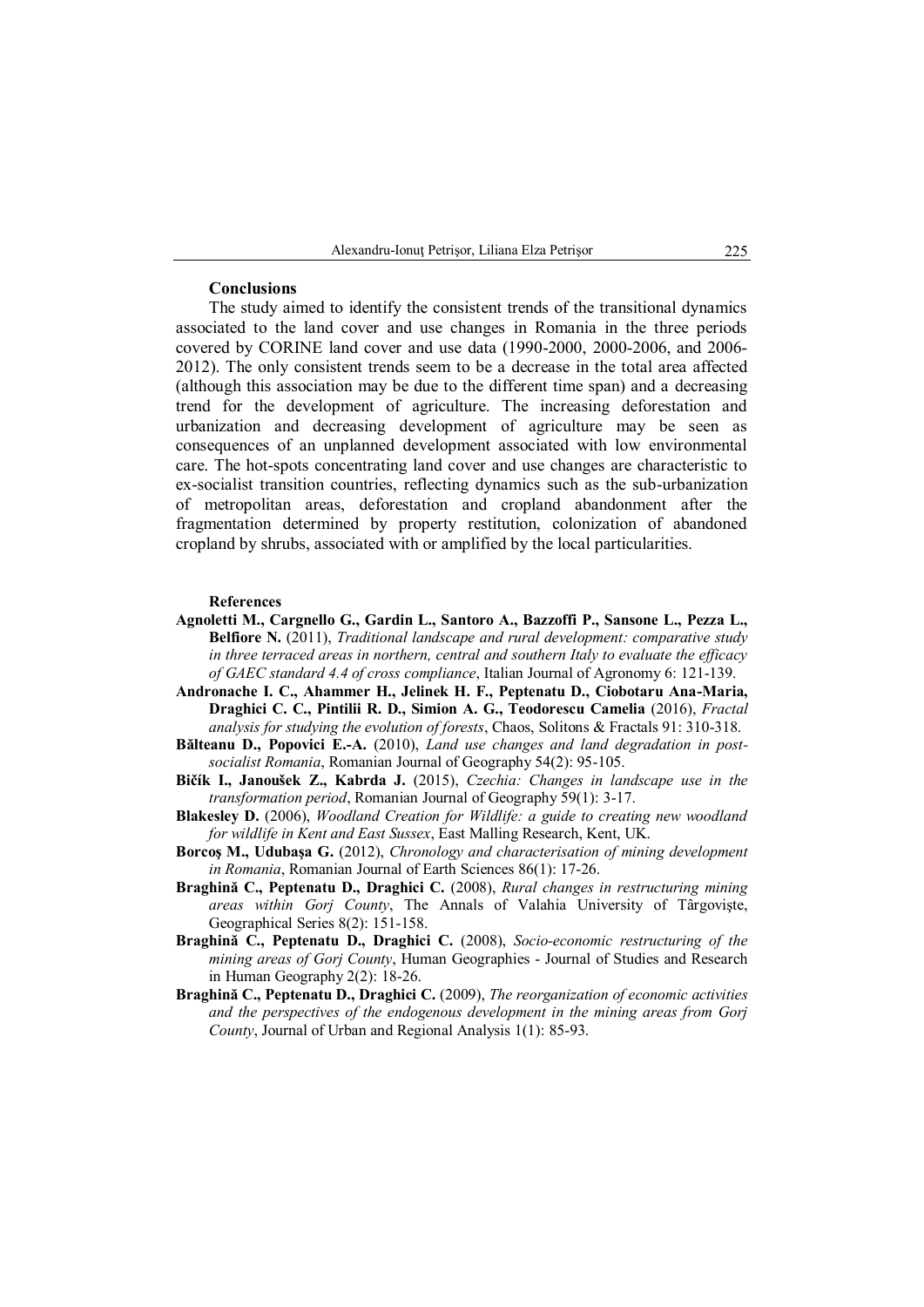## Conclusions

The study aimed to identify the consistent trends of the transitional dynamics associated to the land cover and use changes in Romania in the three periods covered by CORINE land cover and use data (1990-2000, 2000-2006, and 2006-2012). The only consistent trends seem to be a decrease in the total area affected (although this association may be due to the different time span) and a decreasing trend for the development of agriculture. The increasing deforestation and urbanization and decreasing development of agriculture may be seen as consequences of an unplanned development associated with low environmental care. The hot-spots concentrating land cover and use changes are characteristic to ex-socialist transition countries, reflecting dynamics such as the sub-urbanization of metropolitan areas, deforestation and cropland abandonment after the fragmentation determined by property restitution, colonization of abandoned cropland by shrubs, associated with or amplified by the local particularities.

## References

- **Agnoletti M., Cargnello G., Gardin L., Santoro A., Bazzoffi P., Sansone L., Pezza L., Belfiore N.** (2011), *Traditional landscape and rural development: comparative study in three terraced areas in northern, central and southern Italy to evaluate the efficacy of GAEC standard 4.4 of cross compliance*, Italian Journal of Agronomy 6: 121-139.
- **Andronache I. C., Ahammer H., Jelinek H. F., Peptenatu D., Ciobotaru Ana-Maria, Draghici C. C., Pintilii R. D., Simion A. G., Teodorescu Camelia** (2016), *Fractal analysis for studying the evolution of forests*, Chaos, Solitons & Fractals 91: 310-318.
- **Bălteanu D., Popovici E.-A.** (2010), *Land use changes and land degradation in post-socialist Romania*, Romanian Journal of Geography 54(2): 95-105.
- **Bičík I., Janoušek Z., Kabrda J.** (2015), *Czechia: Changes in landscape use in the transformation period*, Romanian Journal of Geography 59(1): 3-17.
- **Blakesley D.** (2006), *Woodland Creation for Wildlife: a guide to creating new woodland for wildlife in Kent and East Sussex*, East Malling Research, Kent, UK.
- **Borcoş M., Udubaşa G.** (2012), *Chronology and characterisation of mining development in Romania*, Romanian Journal of Earth Sciences 86(1): 17-26.
- **Braghină C., Peptenatu D., Draghici C.** (2008), *Rural changes in restructuring mining areas within Gorj County*, The Annals of Valahia University of Târgovişte, Geographical Series 8(2): 151-158.
- **Braghină C., Peptenatu D., Draghici C.** (2008), *Socio-economic restructuring of the mining areas of Gorj County*, Human Geographies - Journal of Studies and Research in Human Geography 2(2): 18-26.
- **Braghină C., Peptenatu D., Draghici C.** (2009), *The reorganization of economic activities and the perspectives of the endogenous development in the mining areas from Gorj County*, Journal of Urban and Regional Analysis 1(1): 85-93.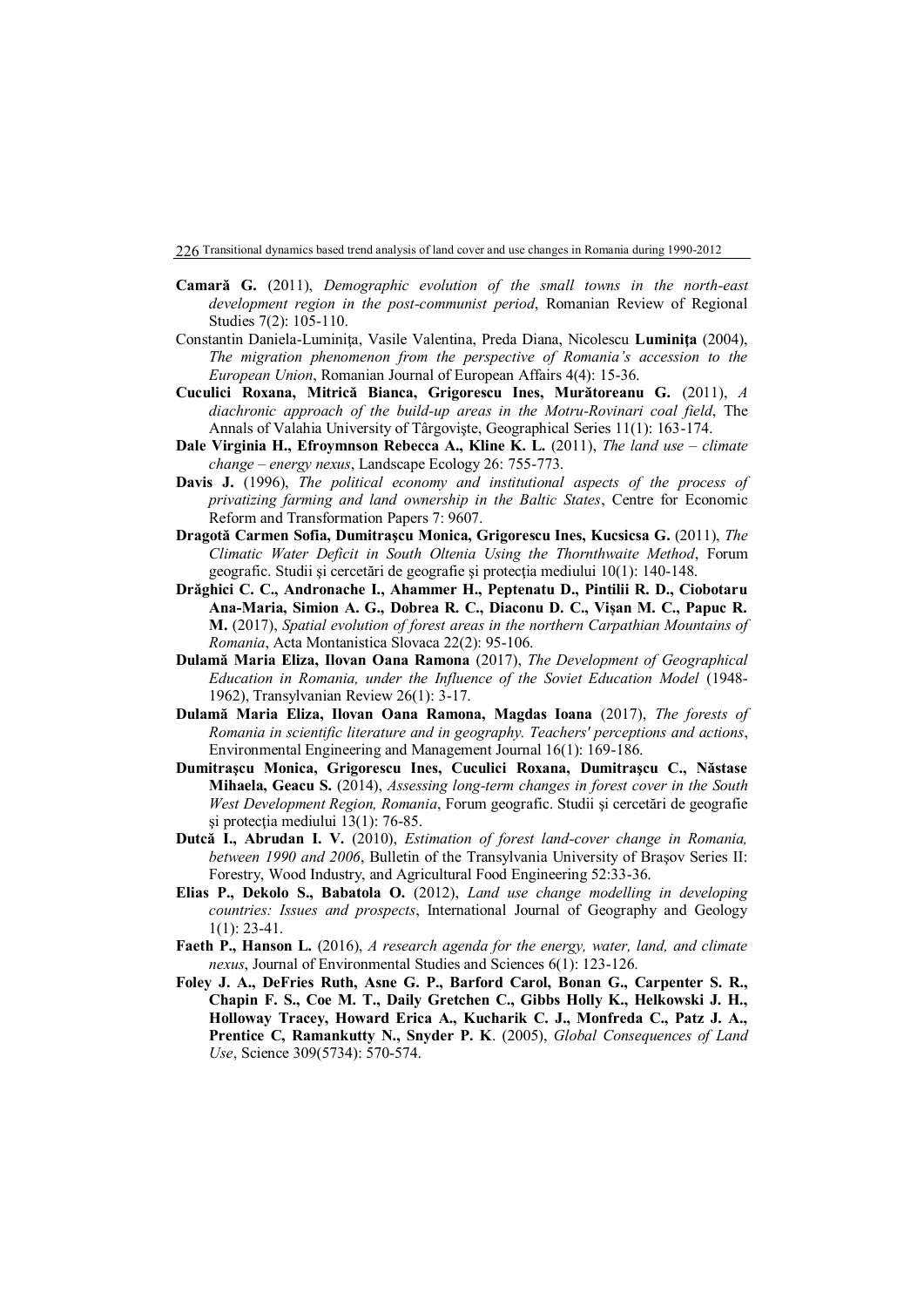**Camară G.** (2011), *Demographic evolution of the small towns in the north-east development region in the post-communist period*, Romanian Review of Regional Studies 7(2): 105-110.

Constantin Daniela-Luminiţa, Vasile Valentina, Preda Diana, Nicolescu **Luminiţa** (2004), *The migration phenomenon from the perspective of Romania's accession to the European Union*, Romanian Journal of European Affairs 4(4): 15-36.

**Cuculici Roxana, Mitrică Bianca, Grigorescu Ines, Murătoreanu G.** (2011), *A diachronic approach of the build-up areas in the Motru-Rovinari coal field*, The Annals of Valahia University of Târgovişte, Geographical Series 11(1): 163-174.

**Dale Virginia H., Efroymnson Rebecca A., Kline K. L.** (2011), *The land use – climate change – energy nexus*, Landscape Ecology 26: 755-773.

**Davis J.** (1996), *The political economy and institutional aspects of the process of privatizing farming and land ownership in the Baltic States*, Centre for Economic Reform and Transformation Papers 7: 9607.

**Dragotă Carmen Sofia, Dumitraşcu Monica, Grigorescu Ines, Kucsicsa G.** (2011), *The Climatic Water Deficit in South Oltenia Using the Thornthwaite Method*, Forum geografic. Studii şi cercetări de geografie şi protecţia mediului 10(1): 140-148.

**Drăghici C. C., Andronache I., Ahammer H., Peptenatu D., Pintilii R. D., Ciobotaru Ana-Maria, Simion A. G., Dobrea R. C., Diaconu D. C., Vişan M. C., Papuc R. M.** (2017), *Spatial evolution of forest areas in the northern Carpathian Mountains of Romania*, Acta Montanistica Slovaca 22(2): 95-106.

**Dulamă Maria Eliza, Ilovan Oana Ramona** (2017), *The Development of Geographical Education in Romania, under the Influence of the Soviet Education Model* (1948-1962), Transylvanian Review 26(1): 3-17.

**Dulamă Maria Eliza, Ilovan Oana Ramona, Magdas Ioana** (2017), *The forests of Romania in scientific literature and in geography. Teachers' perceptions and actions*, Environmental Engineering and Management Journal 16(1): 169-186.

**Dumitraşcu Monica, Grigorescu Ines, Cuculici Roxana, Dumitraşcu C., Năstase Mihaela, Geacu S.** (2014), *Assessing long-term changes in forest cover in the South West Development Region, Romania*, Forum geografic. Studii şi cercetări de geografie şi protecţia mediului 13(1): 76-85.

**Dutcă I., Abrudan I. V.** (2010), *Estimation of forest land-cover change in Romania, between 1990 and 2006*, Bulletin of the Transylvania University of Braşov Series II: Forestry, Wood Industry, and Agricultural Food Engineering 52:33-36.

**Elias P., Dekolo S., Babatola O.** (2012), *Land use change modelling in developing countries: Issues and prospects*, International Journal of Geography and Geology 1(1): 23-41.

**Faeth P., Hanson L.** (2016), *A research agenda for the energy, water, land, and climate nexus*, Journal of Environmental Studies and Sciences 6(1): 123-126.

**Foley J. A., DeFries Ruth, Asne G. P., Barford Carol, Bonan G., Carpenter S. R., Chapin F. S., Coe M. T., Daily Gretchen C., Gibbs Holly K., Helkowski J. H., Holloway Tracey, Howard Erica A., Kucharik C. J., Monfreda C., Patz J. A., Prentice C, Ramankutty N., Snyder P. K**. (2005), *Global Consequences of Land Use*, Science 309(5734): 570-574.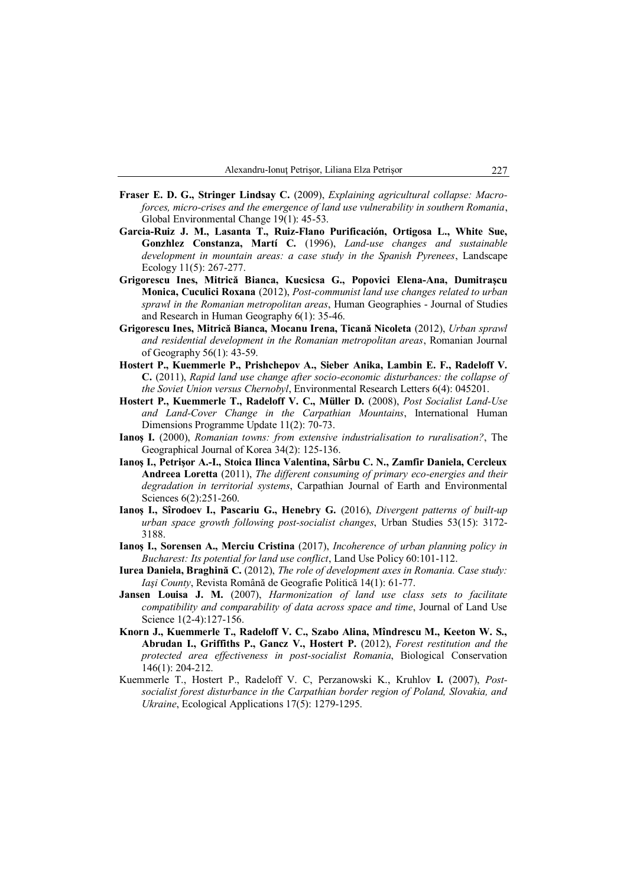**Fraser E. D. G., Stringer Lindsay C.** (2009), *Explaining agricultural collapse: Macro-forces, micro-crises and the emergence of land use vulnerability in southern Romania*, Global Environmental Change 19(1): 45-53.

**Garcia-Ruiz J. M., Lasanta T., Ruiz-Flano Purificación, Ortigosa L., White Sue, Gonzhlez Constanza, Martí C.** (1996), *Land-use changes and sustainable development in mountain areas: a case study in the Spanish Pyrenees*, Landscape Ecology 11(5): 267-277.

**Grigorescu Ines, Mitrică Bianca, Kucsicsa G., Popovici Elena-Ana, Dumitraşcu Monica, Cuculici Roxana** (2012), *Post-communist land use changes related to urban sprawl in the Romanian metropolitan areas*, Human Geographies - Journal of Studies and Research in Human Geography 6(1): 35-46.

**Grigorescu Ines, Mitrică Bianca, Mocanu Irena, Ticană Nicoleta** (2012), *Urban sprawl and residential development in the Romanian metropolitan areas*, Romanian Journal of Geography 56(1): 43-59.

**Hostert P., Kuemmerle P., Prishchepov A., Sieber Anika, Lambin E. F., Radeloff V. C.** (2011), *Rapid land use change after socio-economic disturbances: the collapse of the Soviet Union versus Chernobyl*, Environmental Research Letters 6(4): 045201.

**Hostert P., Kuemmerle T., Radeloff V. C., Müller D.** (2008), *Post Socialist Land-Use and Land-Cover Change in the Carpathian Mountains*, International Human Dimensions Programme Update 11(2): 70-73.

**Ianoş I.** (2000), *Romanian towns: from extensive industrialisation to ruralisation?*, The Geographical Journal of Korea 34(2): 125-136.

**Ianoş I., Petrişor A.-I., Stoica Ilinca Valentina, Sârbu C. N., Zamfir Daniela, Cercleux Andreea Loretta** (2011), *The different consuming of primary eco-energies and their degradation in territorial systems*, Carpathian Journal of Earth and Environmental Sciences 6(2):251-260.

**Ianoş I., Sîrodoev I., Pascariu G., Henebry G.** (2016), *Divergent patterns of built-up urban space growth following post-socialist changes*, Urban Studies 53(15): 3172-3188.

**Ianoş I., Sorensen A., Merciu Cristina** (2017), *Incoherence of urban planning policy in Bucharest: Its potential for land use conflict*, Land Use Policy 60:101-112.

**Iurea Daniela, Braghină C.** (2012), *The role of development axes in Romania. Case study: Iaşi County*, Revista Română de Geografie Politică 14(1): 61-77.

**Jansen Louisa J. M.** (2007), *Harmonization of land use class sets to facilitate compatibility and comparability of data across space and time*, Journal of Land Use Science 1(2-4):127-156.

**Knorn J., Kuemmerle T., Radeloff V. C., Szabo Alina, Mîndrescu M., Keeton W. S., Abrudan I., Griffiths P., Gancz V., Hostert P.** (2012), *Forest restitution and the protected area effectiveness in post-socialist Romania*, Biological Conservation 146(1): 204-212.

Kuemmerle T., Hostert P., Radeloff V. C, Perzanowski K., Kruhlov **I.** (2007), *Post-socialist forest disturbance in the Carpathian border region of Poland, Slovakia, and Ukraine*, Ecological Applications 17(5): 1279-1295.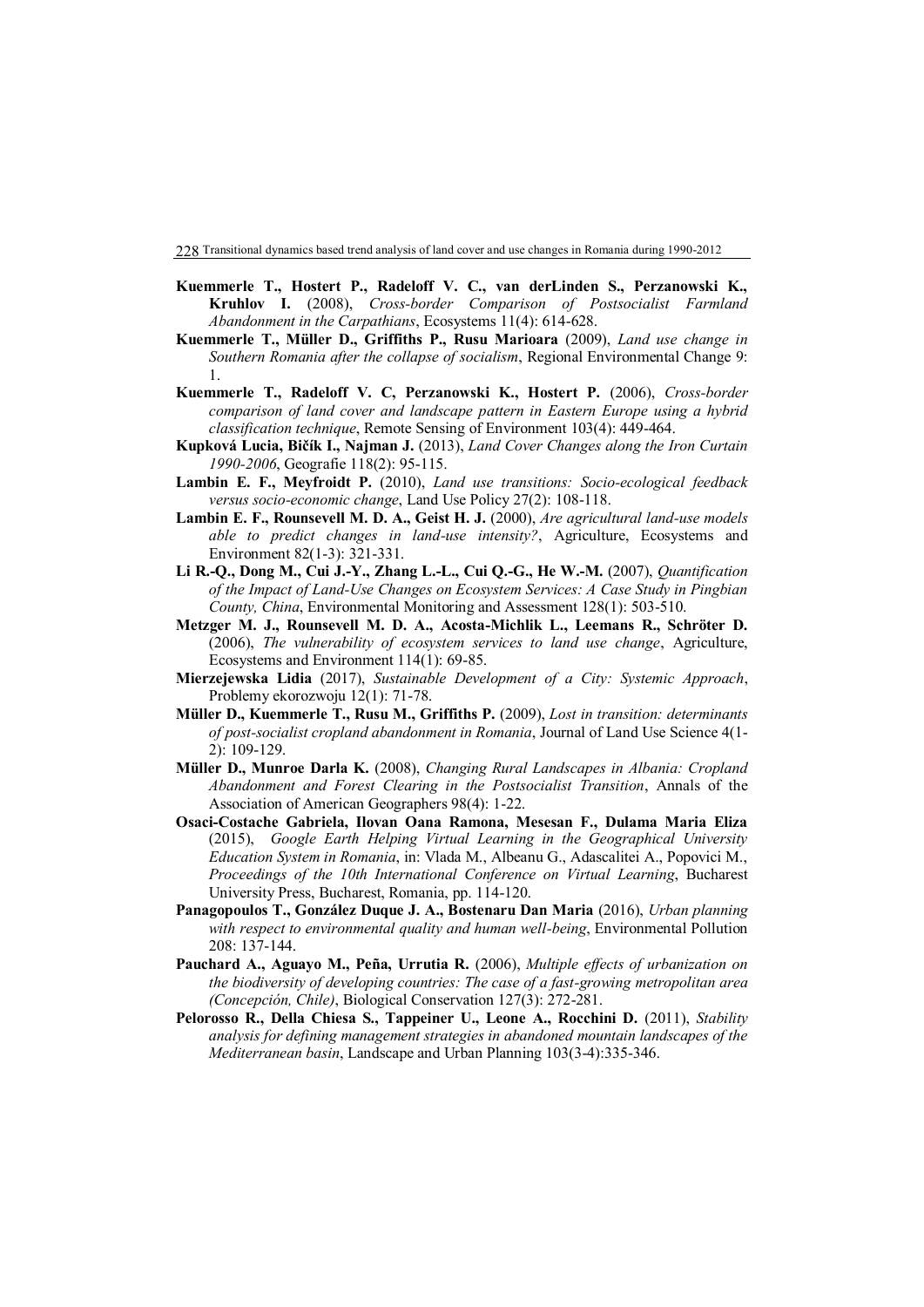**Kuemmerle T., Hostert P., Radeloff V. C., van derLinden S., Perzanowski K., Kruhlov I.** (2008), *Cross-border Comparison of Postsocialist Farmland Abandonment in the Carpathians*, Ecosystems 11(4): 614-628.

**Kuemmerle T., Müller D., Griffiths P., Rusu Marioara** (2009), *Land use change in Southern Romania after the collapse of socialism*, Regional Environmental Change 9: 1.

**Kuemmerle T., Radeloff V. C, Perzanowski K., Hostert P.** (2006), *Cross-border comparison of land cover and landscape pattern in Eastern Europe using a hybrid classification technique*, Remote Sensing of Environment 103(4): 449-464.

**Kupková Lucia, Bičík I., Najman J.** (2013), *Land Cover Changes along the Iron Curtain 1990-2006*, Geografie 118(2): 95-115.

**Lambin E. F., Meyfroidt P.** (2010), *Land use transitions: Socio-ecological feedback versus socio-economic change*, Land Use Policy 27(2): 108-118.

**Lambin E. F., Rounsevell M. D. A., Geist H. J.** (2000), *Are agricultural land-use models able to predict changes in land-use intensity?*, Agriculture, Ecosystems and Environment 82(1-3): 321-331.

**Li R.-Q., Dong M., Cui J.-Y., Zhang L.-L., Cui Q.-G., He W.-M.** (2007), *Quantification of the Impact of Land-Use Changes on Ecosystem Services: A Case Study in Pingbian County, China*, Environmental Monitoring and Assessment 128(1): 503-510.

**Metzger M. J., Rounsevell M. D. A., Acosta-Michlik L., Leemans R., Schröter D.** (2006), *The vulnerability of ecosystem services to land use change*, Agriculture, Ecosystems and Environment 114(1): 69-85.

**Mierzejewska Lidia** (2017), *Sustainable Development of a City: Systemic Approach*, Problemy ekorozwoju 12(1): 71-78.

**Müller D., Kuemmerle T., Rusu M., Griffiths P.** (2009), *Lost in transition: determinants of post-socialist cropland abandonment in Romania*, Journal of Land Use Science 4(1-2): 109-129.

**Müller D., Munroe Darla K.** (2008), *Changing Rural Landscapes in Albania: Cropland Abandonment and Forest Clearing in the Postsocialist Transition*, Annals of the Association of American Geographers 98(4): 1-22.

**Osaci-Costache Gabriela, Ilovan Oana Ramona, Mesesan F., Dulama Maria Eliza** (2015), *Google Earth Helping Virtual Learning in the Geographical University Education System in Romania*, in: Vlada M., Albeanu G., Adascalitei A., Popovici M., *Proceedings of the 10th International Conference on Virtual Learning*, Bucharest University Press, Bucharest, Romania, pp. 114-120.

**Panagopoulos T., González Duque J. A., Bostenaru Dan Maria** (2016), *Urban planning with respect to environmental quality and human well-being*, Environmental Pollution 208: 137-144.

**Pauchard A., Aguayo M., Peña, Urrutia R.** (2006), *Multiple effects of urbanization on the biodiversity of developing countries: The case of a fast-growing metropolitan area (Concepción, Chile)*, Biological Conservation 127(3): 272-281.

**Pelorosso R., Della Chiesa S., Tappeiner U., Leone A., Rocchini D.** (2011), *Stability analysis for defining management strategies in abandoned mountain landscapes of the Mediterranean basin*, Landscape and Urban Planning 103(3-4):335-346.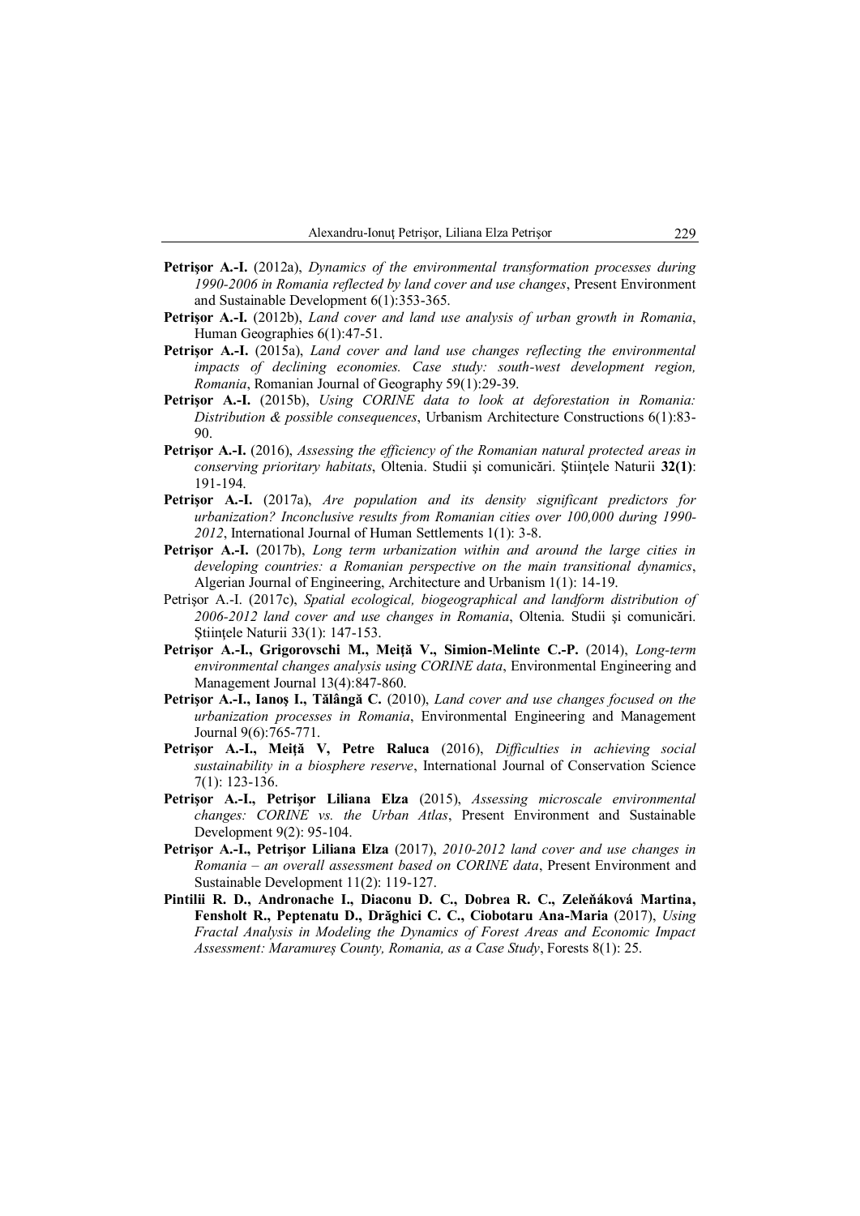**Petrişor A.-I.** (2012a), *Dynamics of the environmental transformation processes during 1990-2006 in Romania reflected by land cover and use changes*, Present Environment and Sustainable Development 6(1):353-365.

**Petrişor A.-I.** (2012b), *Land cover and land use analysis of urban growth in Romania*, Human Geographies 6(1):47-51.

**Petrişor A.-I.** (2015a), *Land cover and land use changes reflecting the environmental impacts of declining economies. Case study: south-west development region, Romania*, Romanian Journal of Geography 59(1):29-39.

**Petrişor A.-I.** (2015b), *Using CORINE data to look at deforestation in Romania: Distribution & possible consequences*, Urbanism Architecture Constructions 6(1):83-90.

**Petrişor A.-I.** (2016), *Assessing the efficiency of the Romanian natural protected areas in conserving prioritary habitats*, Oltenia. Studii şi comunicări. Ştiinţele Naturii **32(1)**: 191-194.

**Petrişor A.-I.** (2017a), *Are population and its density significant predictors for urbanization? Inconclusive results from Romanian cities over 100,000 during 1990-2012*, International Journal of Human Settlements 1(1): 3-8.

**Petrişor A.-I.** (2017b), *Long term urbanization within and around the large cities in developing countries: a Romanian perspective on the main transitional dynamics*, Algerian Journal of Engineering, Architecture and Urbanism 1(1): 14-19.

Petrişor A.-I. (2017c), *Spatial ecological, biogeographical and landform distribution of 2006-2012 land cover and use changes in Romania*, Oltenia. Studii şi comunicări. Ştiinţele Naturii 33(1): 147-153.

**Petrişor A.-I., Grigorovschi M., Meiţă V., Simion-Melinte C.-P.** (2014), *Long-term environmental changes analysis using CORINE data*, Environmental Engineering and Management Journal 13(4):847-860.

**Petrişor A.-I., Ianoş I., Tălângă C.** (2010), *Land cover and use changes focused on the urbanization processes in Romania*, Environmental Engineering and Management Journal 9(6):765-771.

**Petrişor A.-I., Meiţă V, Petre Raluca** (2016), *Difficulties in achieving social sustainability in a biosphere reserve*, International Journal of Conservation Science 7(1): 123-136.

**Petrişor A.-I., Petrişor Liliana Elza** (2015), *Assessing microscale environmental changes: CORINE vs. the Urban Atlas*, Present Environment and Sustainable Development 9(2): 95-104.

**Petrişor A.-I., Petrişor Liliana Elza** (2017), *2010-2012 land cover and use changes in Romania – an overall assessment based on CORINE data*, Present Environment and Sustainable Development 11(2): 119-127.

**Pintilii R. D., Andronache I., Diaconu D. C., Dobrea R. C., Zeleňáková Martina, Fensholt R., Peptenatu D., Drăghici C. C., Ciobotaru Ana-Maria** (2017), *Using Fractal Analysis in Modeling the Dynamics of Forest Areas and Economic Impact Assessment: Maramureş County, Romania, as a Case Study*, Forests 8(1): 25.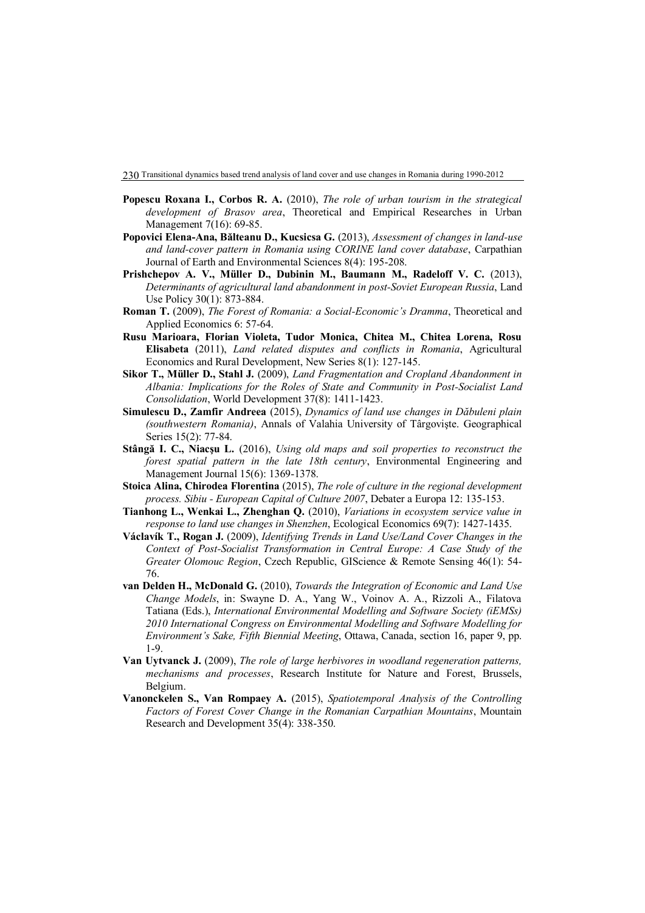**Popescu Roxana I., Corbos R. A.** (2010), *The role of urban tourism in the strategical development of Brasov area*, Theoretical and Empirical Researches in Urban Management 7(16): 69-85.

**Popovici Elena-Ana, Bălteanu D., Kucsicsa G.** (2013), *Assessment of changes in land-use and land-cover pattern in Romania using CORINE land cover database*, Carpathian Journal of Earth and Environmental Sciences 8(4): 195-208.

**Prishchepov A. V., Müller D., Dubinin M., Baumann M., Radeloff V. C.** (2013), *Determinants of agricultural land abandonment in post-Soviet European Russia*, Land Use Policy 30(1): 873-884.

**Roman T.** (2009), *The Forest of Romania: a Social-Economic's Dramma*, Theoretical and Applied Economics 6: 57-64.

**Rusu Marioara, Florian Violeta, Tudor Monica, Chitea M., Chitea Lorena, Rosu Elisabeta** (2011), *Land related disputes and conflicts in Romania*, Agricultural Economics and Rural Development, New Series 8(1): 127-145.

**Sikor T., Müller D., Stahl J.** (2009), *Land Fragmentation and Cropland Abandonment in Albania: Implications for the Roles of State and Community in Post-Socialist Land Consolidation*, World Development 37(8): 1411-1423.

**Simulescu D., Zamfir Andreea** (2015), *Dynamics of land use changes in Dăbuleni plain (southwestern Romania)*, Annals of Valahia University of Târgovişte. Geographical Series 15(2): 77-84.

**Stângă I. C., Niacşu L.** (2016), *Using old maps and soil properties to reconstruct the forest spatial pattern in the late 18th century*, Environmental Engineering and Management Journal 15(6): 1369-1378.

**Stoica Alina, Chirodea Florentina** (2015), *The role of culture in the regional development process. Sibiu - European Capital of Culture 2007*, Debater a Europa 12: 135-153.

**Tianhong L., Wenkai L., Zhenghan Q.** (2010), *Variations in ecosystem service value in response to land use changes in Shenzhen*, Ecological Economics 69(7): 1427-1435.

**Václavík T., Rogan J.** (2009), *Identifying Trends in Land Use/Land Cover Changes in the Context of Post-Socialist Transformation in Central Europe: A Case Study of the Greater Olomouc Region*, Czech Republic, GIScience & Remote Sensing 46(1): 54-76.

**van Delden H., McDonald G.** (2010), *Towards the Integration of Economic and Land Use Change Models*, in: Swayne D. A., Yang W., Voinov A. A., Rizzoli A., Filatova Tatiana (Eds.), *International Environmental Modelling and Software Society (iEMSs) 2010 International Congress on Environmental Modelling and Software Modelling for Environment's Sake, Fifth Biennial Meeting*, Ottawa, Canada, section 16, paper 9, pp. 1-9.

**Van Uytvanck J.** (2009), *The role of large herbivores in woodland regeneration patterns, mechanisms and processes*, Research Institute for Nature and Forest, Brussels, Belgium.

**Vanonckelen S., Van Rompaey A.** (2015), *Spatiotemporal Analysis of the Controlling Factors of Forest Cover Change in the Romanian Carpathian Mountains*, Mountain Research and Development 35(4): 338-350.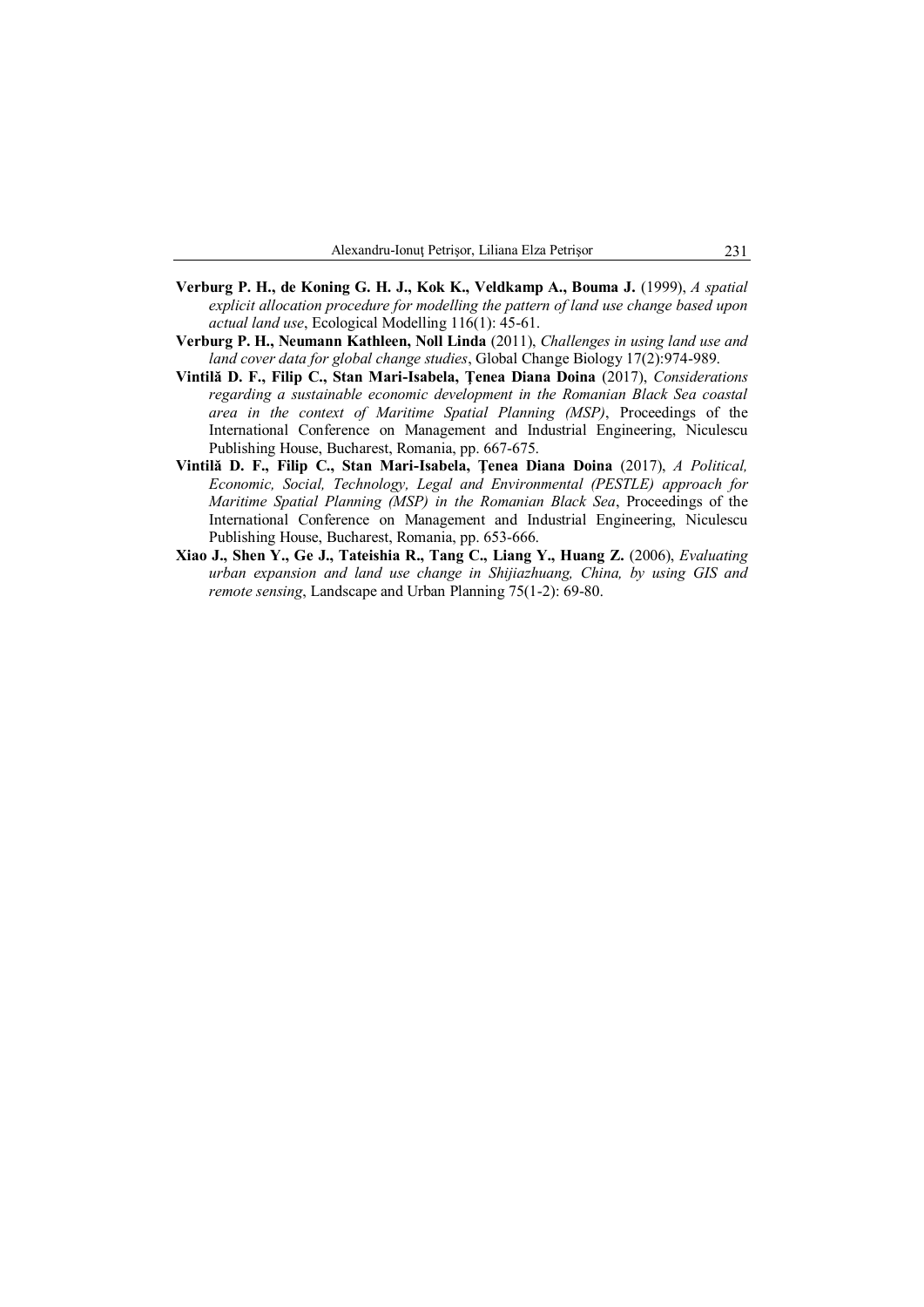**Verburg P. H., de Koning G. H. J., Kok K., Veldkamp A., Bouma J.** (1999), *A spatial explicit allocation procedure for modelling the pattern of land use change based upon actual land use*, Ecological Modelling 116(1): 45-61.

**Verburg P. H., Neumann Kathleen, Noll Linda** (2011), *Challenges in using land use and land cover data for global change studies*, Global Change Biology 17(2):974-989.

**Vintilă D. F., Filip C., Stan Mari-Isabela, Țenea Diana Doina** (2017), *Considerations regarding a sustainable economic development in the Romanian Black Sea coastal area in the context of Maritime Spatial Planning (MSP)*, Proceedings of the International Conference on Management and Industrial Engineering, Niculescu Publishing House, Bucharest, Romania, pp. 667-675.

**Vintilă D. F., Filip C., Stan Mari-Isabela, Țenea Diana Doina** (2017), *A Political, Economic, Social, Technology, Legal and Environmental (PESTLE) approach for Maritime Spatial Planning (MSP) in the Romanian Black Sea*, Proceedings of the International Conference on Management and Industrial Engineering, Niculescu Publishing House, Bucharest, Romania, pp. 653-666.

**Xiao J., Shen Y., Ge J., Tateishia R., Tang C., Liang Y., Huang Z.** (2006), *Evaluating urban expansion and land use change in Shijiazhuang, China, by using GIS and remote sensing*, Landscape and Urban Planning 75(1-2): 69-80.